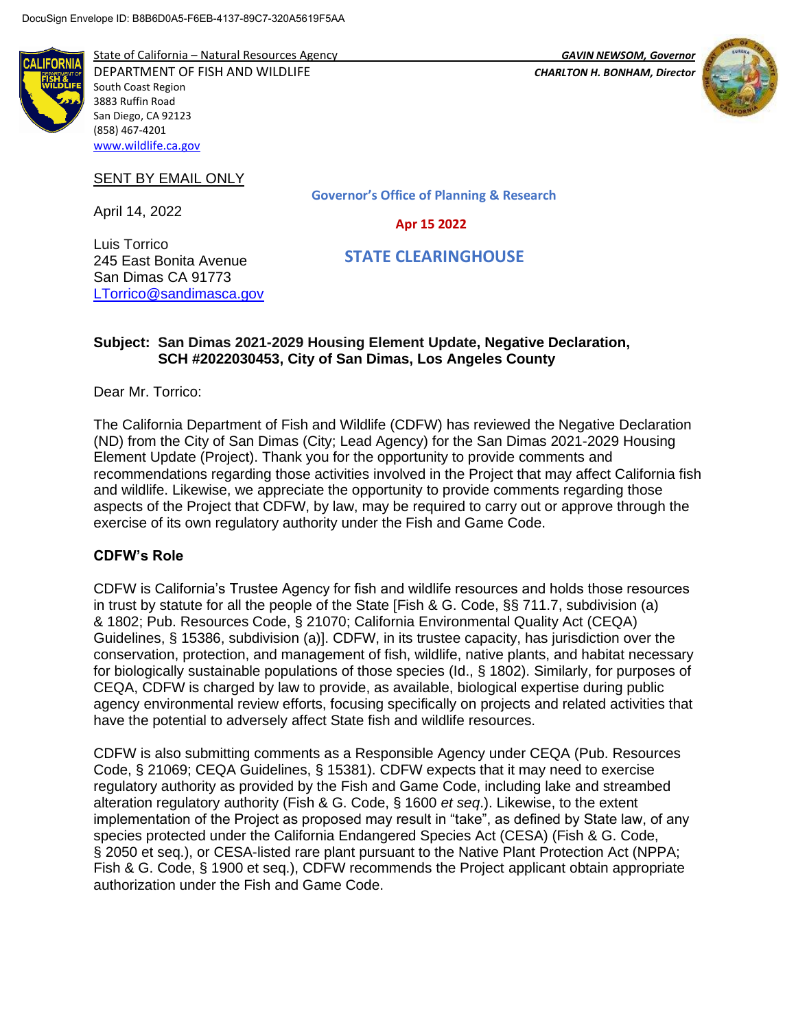DocuSign Envelope ID: B8B6D0A5-F6EB-4137-89C7-320A5619F5AA

State of California – Natural Resources Agency
DEPARTMENT OF FISH AND WILDLIFE
South Coast Region
3883 Ruffin Road
San Diego, CA 92123
(858) 467-4201
www.wildlife.ca.gov

*GAVIN NEWSOM, Governor*
*CHARLTON H. BONHAM, Director*

SENT BY EMAIL ONLY

April 14, 2022

Governor's Office of Planning & Research

Apr 15 2022

STATE CLEARINGHOUSE

Luis Torrico
245 East Bonita Avenue
San Dimas CA 91773
LTorrico@sandimasca.gov

**Subject: San Dimas 2021-2029 Housing Element Update, Negative Declaration, SCH #2022030453, City of San Dimas, Los Angeles County**

Dear Mr. Torrico:

The California Department of Fish and Wildlife (CDFW) has reviewed the Negative Declaration (ND) from the City of San Dimas (City; Lead Agency) for the San Dimas 2021-2029 Housing Element Update (Project). Thank you for the opportunity to provide comments and recommendations regarding those activities involved in the Project that may affect California fish and wildlife. Likewise, we appreciate the opportunity to provide comments regarding those aspects of the Project that CDFW, by law, may be required to carry out or approve through the exercise of its own regulatory authority under the Fish and Game Code.

**CDFW's Role**

CDFW is California's Trustee Agency for fish and wildlife resources and holds those resources in trust by statute for all the people of the State [Fish & G. Code, §§ 711.7, subdivision (a) & 1802; Pub. Resources Code, § 21070; California Environmental Quality Act (CEQA) Guidelines, § 15386, subdivision (a)]. CDFW, in its trustee capacity, has jurisdiction over the conservation, protection, and management of fish, wildlife, native plants, and habitat necessary for biologically sustainable populations of those species (Id., § 1802). Similarly, for purposes of CEQA, CDFW is charged by law to provide, as available, biological expertise during public agency environmental review efforts, focusing specifically on projects and related activities that have the potential to adversely affect State fish and wildlife resources.

CDFW is also submitting comments as a Responsible Agency under CEQA (Pub. Resources Code, § 21069; CEQA Guidelines, § 15381). CDFW expects that it may need to exercise regulatory authority as provided by the Fish and Game Code, including lake and streambed alteration regulatory authority (Fish & G. Code, § 1600 *et seq.*). Likewise, to the extent implementation of the Project as proposed may result in "take", as defined by State law, of any species protected under the California Endangered Species Act (CESA) (Fish & G. Code, § 2050 et seq.), or CESA-listed rare plant pursuant to the Native Plant Protection Act (NPPA; Fish & G. Code, § 1900 et seq.), CDFW recommends the Project applicant obtain appropriate authorization under the Fish and Game Code.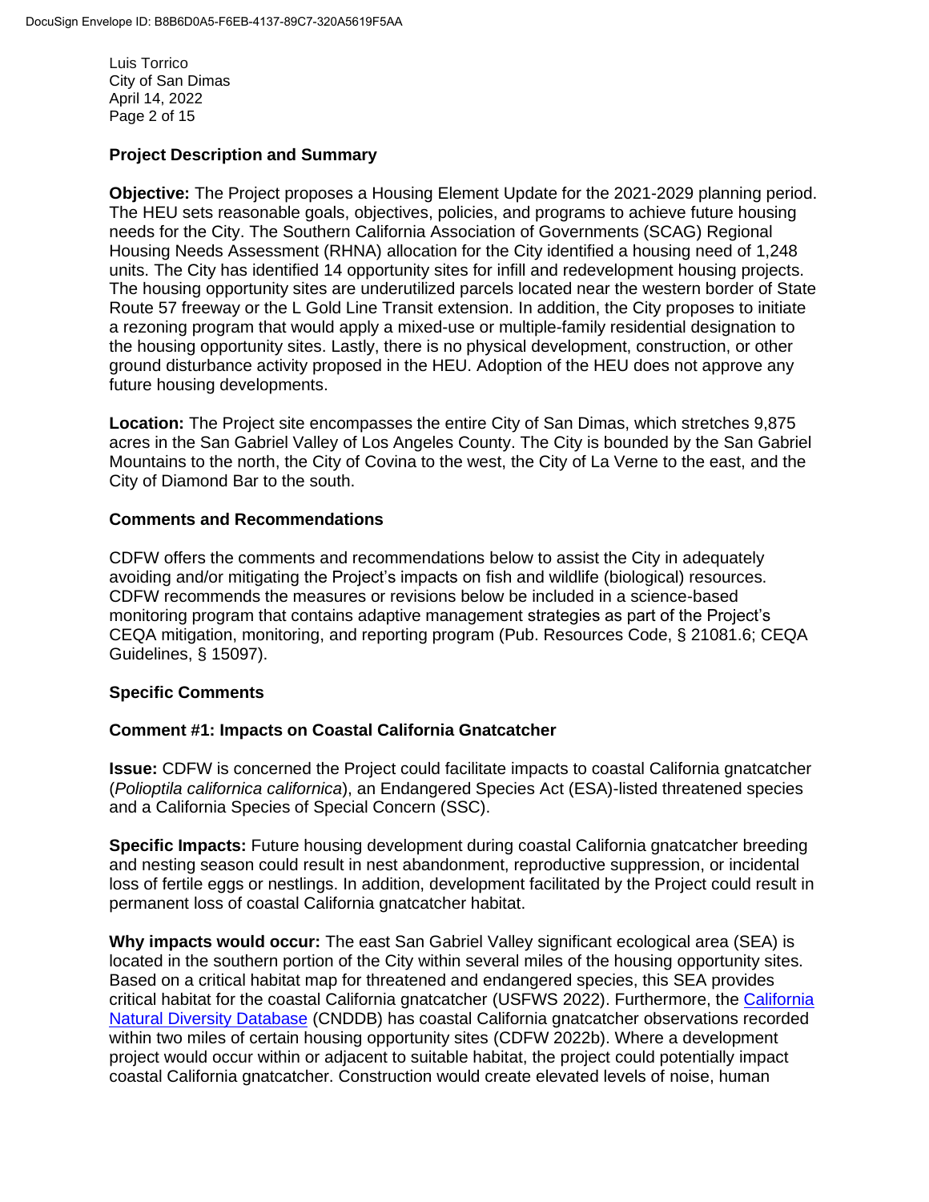## Project Description and Summary

**Objective:** The Project proposes a Housing Element Update for the 2021-2029 planning period. The HEU sets reasonable goals, objectives, policies, and programs to achieve future housing needs for the City. The Southern California Association of Governments (SCAG) Regional Housing Needs Assessment (RHNA) allocation for the City identified a housing need of 1,248 units. The City has identified 14 opportunity sites for infill and redevelopment housing projects. The housing opportunity sites are underutilized parcels located near the western border of State Route 57 freeway or the L Gold Line Transit extension. In addition, the City proposes to initiate a rezoning program that would apply a mixed-use or multiple-family residential designation to the housing opportunity sites. Lastly, there is no physical development, construction, or other ground disturbance activity proposed in the HEU. Adoption of the HEU does not approve any future housing developments.

**Location:** The Project site encompasses the entire City of San Dimas, which stretches 9,875 acres in the San Gabriel Valley of Los Angeles County. The City is bounded by the San Gabriel Mountains to the north, the City of Covina to the west, the City of La Verne to the east, and the City of Diamond Bar to the south.

## Comments and Recommendations

CDFW offers the comments and recommendations below to assist the City in adequately avoiding and/or mitigating the Project's impacts on fish and wildlife (biological) resources. CDFW recommends the measures or revisions below be included in a science-based monitoring program that contains adaptive management strategies as part of the Project's CEQA mitigation, monitoring, and reporting program (Pub. Resources Code, § 21081.6; CEQA Guidelines, § 15097).

## Specific Comments

### Comment #1: Impacts on Coastal California Gnatcatcher

**Issue:** CDFW is concerned the Project could facilitate impacts to coastal California gnatcatcher (*Polioptila californica californica*), an Endangered Species Act (ESA)-listed threatened species and a California Species of Special Concern (SSC).

**Specific Impacts:** Future housing development during coastal California gnatcatcher breeding and nesting season could result in nest abandonment, reproductive suppression, or incidental loss of fertile eggs or nestlings. In addition, development facilitated by the Project could result in permanent loss of coastal California gnatcatcher habitat.

**Why impacts would occur:** The east San Gabriel Valley significant ecological area (SEA) is located in the southern portion of the City within several miles of the housing opportunity sites. Based on a critical habitat map for threatened and endangered species, this SEA provides critical habitat for the coastal California gnatcatcher (USFWS 2022). Furthermore, the California Natural Diversity Database (CNDDB) has coastal California gnatcatcher observations recorded within two miles of certain housing opportunity sites (CDFW 2022b). Where a development project would occur within or adjacent to suitable habitat, the project could potentially impact coastal California gnatcatcher. Construction would create elevated levels of noise, human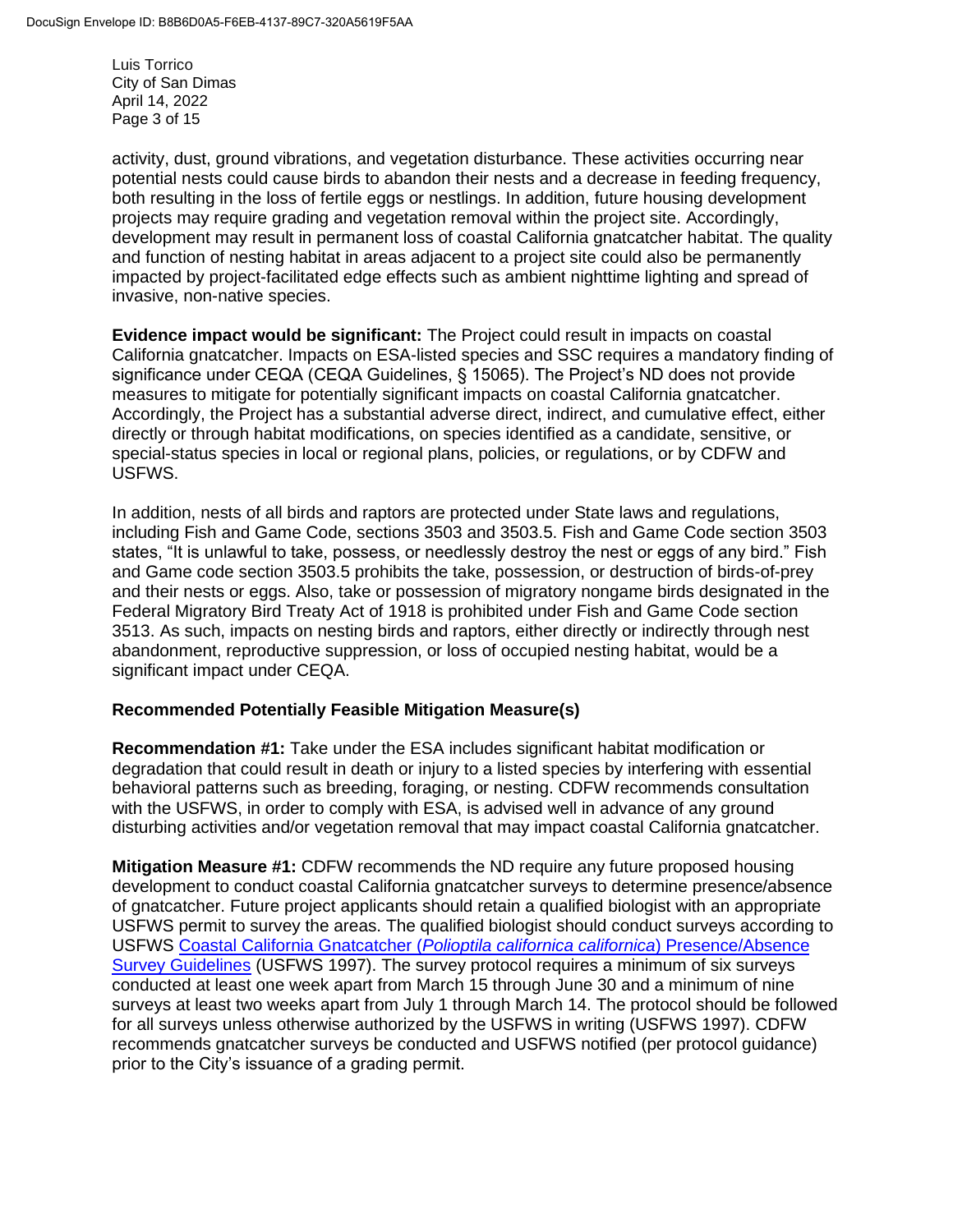activity, dust, ground vibrations, and vegetation disturbance. These activities occurring near potential nests could cause birds to abandon their nests and a decrease in feeding frequency, both resulting in the loss of fertile eggs or nestlings. In addition, future housing development projects may require grading and vegetation removal within the project site. Accordingly, development may result in permanent loss of coastal California gnatcatcher habitat. The quality and function of nesting habitat in areas adjacent to a project site could also be permanently impacted by project-facilitated edge effects such as ambient nighttime lighting and spread of invasive, non-native species.

**Evidence impact would be significant:** The Project could result in impacts on coastal California gnatcatcher. Impacts on ESA-listed species and SSC requires a mandatory finding of significance under CEQA (CEQA Guidelines, § 15065). The Project's ND does not provide measures to mitigate for potentially significant impacts on coastal California gnatcatcher. Accordingly, the Project has a substantial adverse direct, indirect, and cumulative effect, either directly or through habitat modifications, on species identified as a candidate, sensitive, or special-status species in local or regional plans, policies, or regulations, or by CDFW and USFWS.

In addition, nests of all birds and raptors are protected under State laws and regulations, including Fish and Game Code, sections 3503 and 3503.5. Fish and Game Code section 3503 states, "It is unlawful to take, possess, or needlessly destroy the nest or eggs of any bird." Fish and Game code section 3503.5 prohibits the take, possession, or destruction of birds-of-prey and their nests or eggs. Also, take or possession of migratory nongame birds designated in the Federal Migratory Bird Treaty Act of 1918 is prohibited under Fish and Game Code section 3513. As such, impacts on nesting birds and raptors, either directly or indirectly through nest abandonment, reproductive suppression, or loss of occupied nesting habitat, would be a significant impact under CEQA.

**Recommended Potentially Feasible Mitigation Measure(s)**

**Recommendation #1:** Take under the ESA includes significant habitat modification or degradation that could result in death or injury to a listed species by interfering with essential behavioral patterns such as breeding, foraging, or nesting. CDFW recommends consultation with the USFWS, in order to comply with ESA, is advised well in advance of any ground disturbing activities and/or vegetation removal that may impact coastal California gnatcatcher.

**Mitigation Measure #1:** CDFW recommends the ND require any future proposed housing development to conduct coastal California gnatcatcher surveys to determine presence/absence of gnatcatcher. Future project applicants should retain a qualified biologist with an appropriate USFWS permit to survey the areas. The qualified biologist should conduct surveys according to USFWS Coastal California Gnatcatcher (*Polioptila californica californica*) Presence/Absence Survey Guidelines (USFWS 1997). The survey protocol requires a minimum of six surveys conducted at least one week apart from March 15 through June 30 and a minimum of nine surveys at least two weeks apart from July 1 through March 14. The protocol should be followed for all surveys unless otherwise authorized by the USFWS in writing (USFWS 1997). CDFW recommends gnatcatcher surveys be conducted and USFWS notified (per protocol guidance) prior to the City's issuance of a grading permit.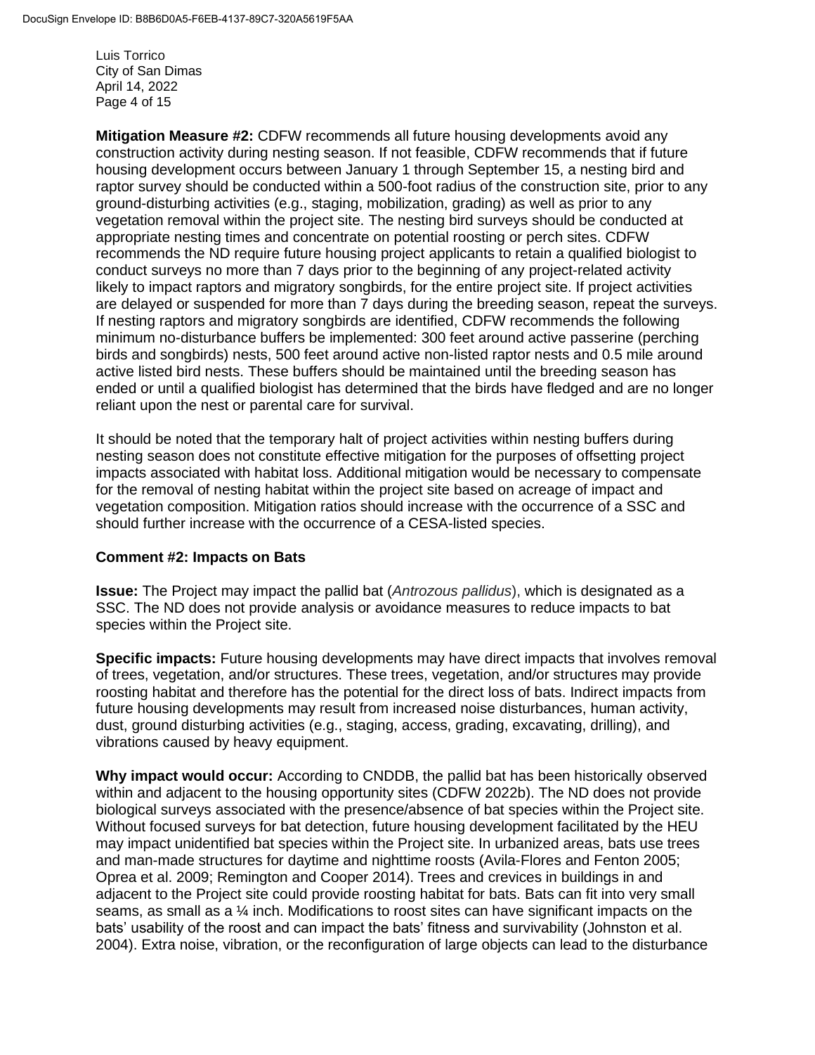**Mitigation Measure #2:** CDFW recommends all future housing developments avoid any construction activity during nesting season. If not feasible, CDFW recommends that if future housing development occurs between January 1 through September 15, a nesting bird and raptor survey should be conducted within a 500-foot radius of the construction site, prior to any ground-disturbing activities (e.g., staging, mobilization, grading) as well as prior to any vegetation removal within the project site. The nesting bird surveys should be conducted at appropriate nesting times and concentrate on potential roosting or perch sites. CDFW recommends the ND require future housing project applicants to retain a qualified biologist to conduct surveys no more than 7 days prior to the beginning of any project-related activity likely to impact raptors and migratory songbirds, for the entire project site. If project activities are delayed or suspended for more than 7 days during the breeding season, repeat the surveys. If nesting raptors and migratory songbirds are identified, CDFW recommends the following minimum no-disturbance buffers be implemented: 300 feet around active passerine (perching birds and songbirds) nests, 500 feet around active non-listed raptor nests and 0.5 mile around active listed bird nests. These buffers should be maintained until the breeding season has ended or until a qualified biologist has determined that the birds have fledged and are no longer reliant upon the nest or parental care for survival.

It should be noted that the temporary halt of project activities within nesting buffers during nesting season does not constitute effective mitigation for the purposes of offsetting project impacts associated with habitat loss. Additional mitigation would be necessary to compensate for the removal of nesting habitat within the project site based on acreage of impact and vegetation composition. Mitigation ratios should increase with the occurrence of a SSC and should further increase with the occurrence of a CESA-listed species.

**Comment #2: Impacts on Bats**

**Issue:** The Project may impact the pallid bat (*Antrozous pallidus*), which is designated as a SSC. The ND does not provide analysis or avoidance measures to reduce impacts to bat species within the Project site.

**Specific impacts:** Future housing developments may have direct impacts that involves removal of trees, vegetation, and/or structures. These trees, vegetation, and/or structures may provide roosting habitat and therefore has the potential for the direct loss of bats. Indirect impacts from future housing developments may result from increased noise disturbances, human activity, dust, ground disturbing activities (e.g., staging, access, grading, excavating, drilling), and vibrations caused by heavy equipment.

**Why impact would occur:** According to CNDDB, the pallid bat has been historically observed within and adjacent to the housing opportunity sites (CDFW 2022b). The ND does not provide biological surveys associated with the presence/absence of bat species within the Project site. Without focused surveys for bat detection, future housing development facilitated by the HEU may impact unidentified bat species within the Project site. In urbanized areas, bats use trees and man-made structures for daytime and nighttime roosts (Avila-Flores and Fenton 2005; Oprea et al. 2009; Remington and Cooper 2014). Trees and crevices in buildings in and adjacent to the Project site could provide roosting habitat for bats. Bats can fit into very small seams, as small as a ¼ inch. Modifications to roost sites can have significant impacts on the bats' usability of the roost and can impact the bats' fitness and survivability (Johnston et al. 2004). Extra noise, vibration, or the reconfiguration of large objects can lead to the disturbance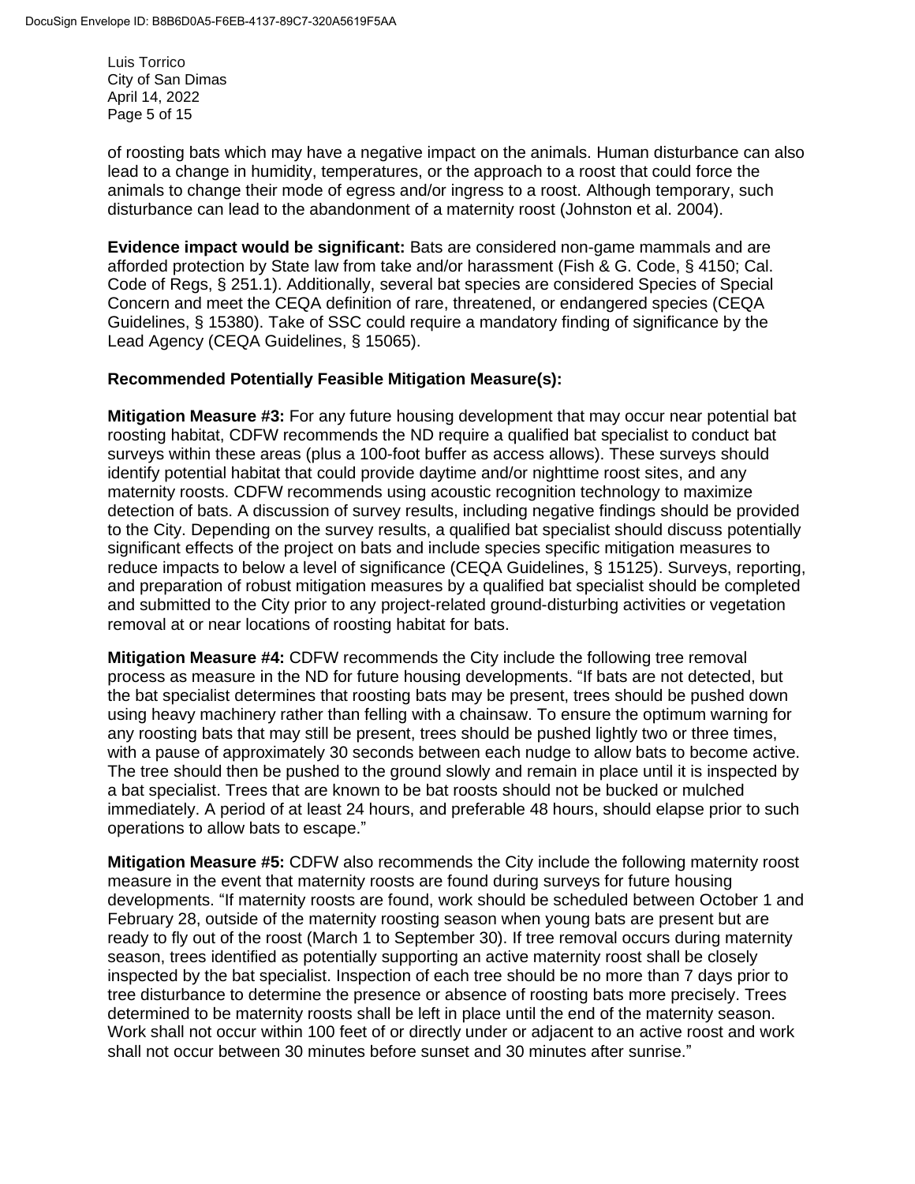of roosting bats which may have a negative impact on the animals. Human disturbance can also lead to a change in humidity, temperatures, or the approach to a roost that could force the animals to change their mode of egress and/or ingress to a roost. Although temporary, such disturbance can lead to the abandonment of a maternity roost (Johnston et al. 2004).

**Evidence impact would be significant:** Bats are considered non-game mammals and are afforded protection by State law from take and/or harassment (Fish & G. Code, § 4150; Cal. Code of Regs, § 251.1). Additionally, several bat species are considered Species of Special Concern and meet the CEQA definition of rare, threatened, or endangered species (CEQA Guidelines, § 15380). Take of SSC could require a mandatory finding of significance by the Lead Agency (CEQA Guidelines, § 15065).

**Recommended Potentially Feasible Mitigation Measure(s):**

**Mitigation Measure #3:** For any future housing development that may occur near potential bat roosting habitat, CDFW recommends the ND require a qualified bat specialist to conduct bat surveys within these areas (plus a 100-foot buffer as access allows). These surveys should identify potential habitat that could provide daytime and/or nighttime roost sites, and any maternity roosts. CDFW recommends using acoustic recognition technology to maximize detection of bats. A discussion of survey results, including negative findings should be provided to the City. Depending on the survey results, a qualified bat specialist should discuss potentially significant effects of the project on bats and include species specific mitigation measures to reduce impacts to below a level of significance (CEQA Guidelines, § 15125). Surveys, reporting, and preparation of robust mitigation measures by a qualified bat specialist should be completed and submitted to the City prior to any project-related ground-disturbing activities or vegetation removal at or near locations of roosting habitat for bats.

**Mitigation Measure #4:** CDFW recommends the City include the following tree removal process as measure in the ND for future housing developments. "If bats are not detected, but the bat specialist determines that roosting bats may be present, trees should be pushed down using heavy machinery rather than felling with a chainsaw. To ensure the optimum warning for any roosting bats that may still be present, trees should be pushed lightly two or three times, with a pause of approximately 30 seconds between each nudge to allow bats to become active. The tree should then be pushed to the ground slowly and remain in place until it is inspected by a bat specialist. Trees that are known to be bat roosts should not be bucked or mulched immediately. A period of at least 24 hours, and preferable 48 hours, should elapse prior to such operations to allow bats to escape."

**Mitigation Measure #5:** CDFW also recommends the City include the following maternity roost measure in the event that maternity roosts are found during surveys for future housing developments. "If maternity roosts are found, work should be scheduled between October 1 and February 28, outside of the maternity roosting season when young bats are present but are ready to fly out of the roost (March 1 to September 30). If tree removal occurs during maternity season, trees identified as potentially supporting an active maternity roost shall be closely inspected by the bat specialist. Inspection of each tree should be no more than 7 days prior to tree disturbance to determine the presence or absence of roosting bats more precisely. Trees determined to be maternity roosts shall be left in place until the end of the maternity season. Work shall not occur within 100 feet of or directly under or adjacent to an active roost and work shall not occur between 30 minutes before sunset and 30 minutes after sunrise."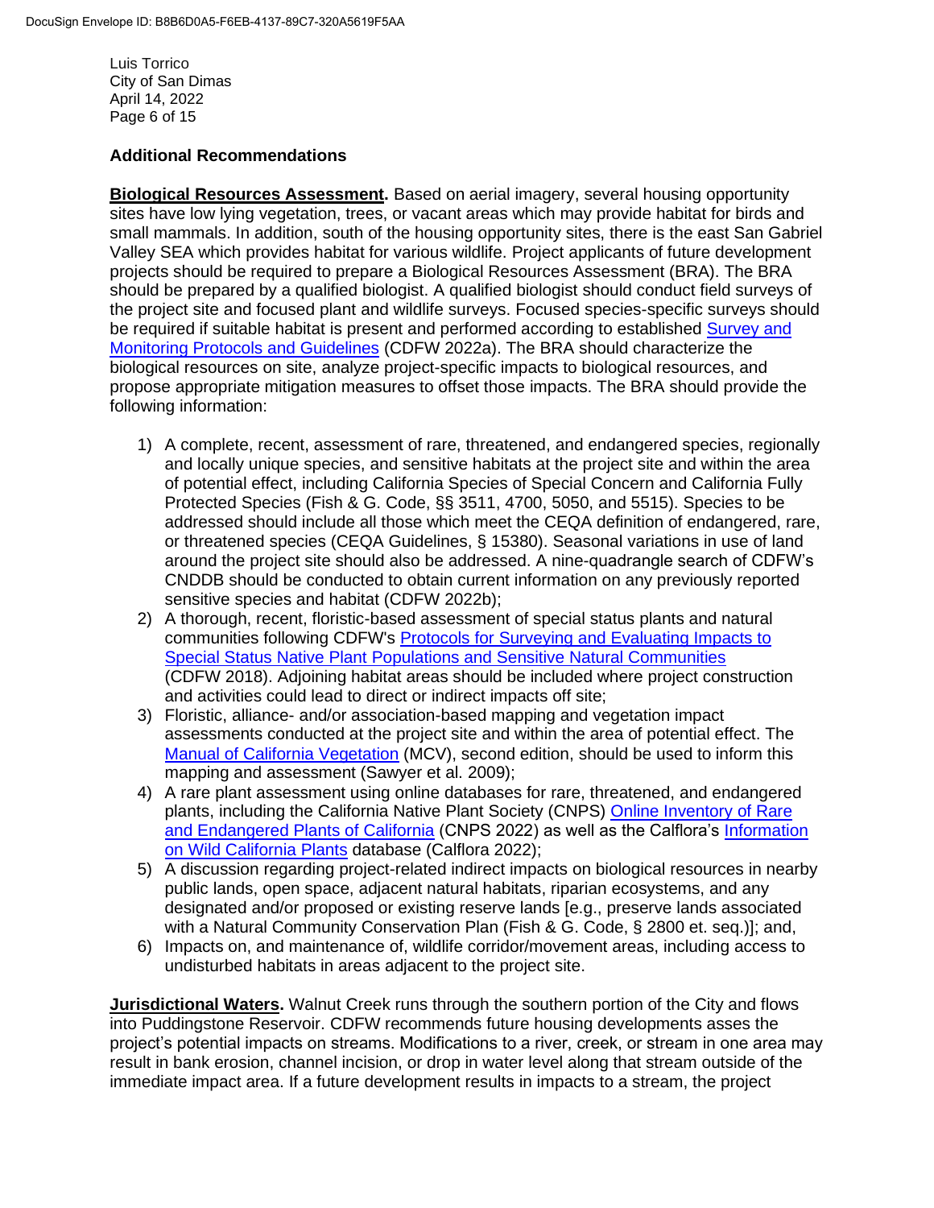## Additional Recommendations

**Biological Resources Assessment.** Based on aerial imagery, several housing opportunity sites have low lying vegetation, trees, or vacant areas which may provide habitat for birds and small mammals. In addition, south of the housing opportunity sites, there is the east San Gabriel Valley SEA which provides habitat for various wildlife. Project applicants of future development projects should be required to prepare a Biological Resources Assessment (BRA). The BRA should be prepared by a qualified biologist. A qualified biologist should conduct field surveys of the project site and focused plant and wildlife surveys. Focused species-specific surveys should be required if suitable habitat is present and performed according to established Survey and Monitoring Protocols and Guidelines (CDFW 2022a). The BRA should characterize the biological resources on site, analyze project-specific impacts to biological resources, and propose appropriate mitigation measures to offset those impacts. The BRA should provide the following information:

1) A complete, recent, assessment of rare, threatened, and endangered species, regionally and locally unique species, and sensitive habitats at the project site and within the area of potential effect, including California Species of Special Concern and California Fully Protected Species (Fish & G. Code, §§ 3511, 4700, 5050, and 5515). Species to be addressed should include all those which meet the CEQA definition of endangered, rare, or threatened species (CEQA Guidelines, § 15380). Seasonal variations in use of land around the project site should also be addressed. A nine-quadrangle search of CDFW's CNDDB should be conducted to obtain current information on any previously reported sensitive species and habitat (CDFW 2022b);
2) A thorough, recent, floristic-based assessment of special status plants and natural communities following CDFW's Protocols for Surveying and Evaluating Impacts to Special Status Native Plant Populations and Sensitive Natural Communities (CDFW 2018). Adjoining habitat areas should be included where project construction and activities could lead to direct or indirect impacts off site;
3) Floristic, alliance- and/or association-based mapping and vegetation impact assessments conducted at the project site and within the area of potential effect. The Manual of California Vegetation (MCV), second edition, should be used to inform this mapping and assessment (Sawyer et al. 2009);
4) A rare plant assessment using online databases for rare, threatened, and endangered plants, including the California Native Plant Society (CNPS) Online Inventory of Rare and Endangered Plants of California (CNPS 2022) as well as the Calflora's Information on Wild California Plants database (Calflora 2022);
5) A discussion regarding project-related indirect impacts on biological resources in nearby public lands, open space, adjacent natural habitats, riparian ecosystems, and any designated and/or proposed or existing reserve lands [e.g., preserve lands associated with a Natural Community Conservation Plan (Fish & G. Code, § 2800 et. seq.)]; and,
6) Impacts on, and maintenance of, wildlife corridor/movement areas, including access to undisturbed habitats in areas adjacent to the project site.

**Jurisdictional Waters.** Walnut Creek runs through the southern portion of the City and flows into Puddingstone Reservoir. CDFW recommends future housing developments asses the project's potential impacts on streams. Modifications to a river, creek, or stream in one area may result in bank erosion, channel incision, or drop in water level along that stream outside of the immediate impact area. If a future development results in impacts to a stream, the project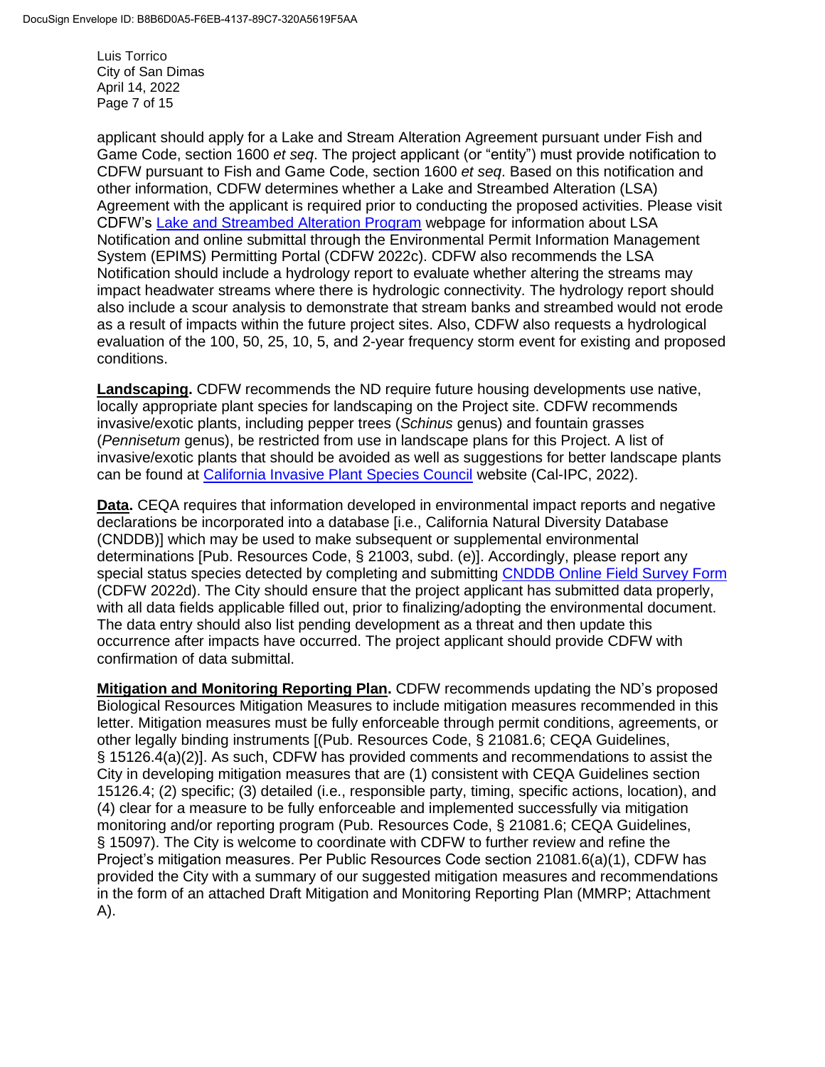applicant should apply for a Lake and Stream Alteration Agreement pursuant under Fish and Game Code, section 1600 *et seq*. The project applicant (or "entity") must provide notification to CDFW pursuant to Fish and Game Code, section 1600 *et seq*. Based on this notification and other information, CDFW determines whether a Lake and Streambed Alteration (LSA) Agreement with the applicant is required prior to conducting the proposed activities. Please visit CDFW's Lake and Streambed Alteration Program webpage for information about LSA Notification and online submittal through the Environmental Permit Information Management System (EPIMS) Permitting Portal (CDFW 2022c). CDFW also recommends the LSA Notification should include a hydrology report to evaluate whether altering the streams may impact headwater streams where there is hydrologic connectivity. The hydrology report should also include a scour analysis to demonstrate that stream banks and streambed would not erode as a result of impacts within the future project sites. Also, CDFW also requests a hydrological evaluation of the 100, 50, 25, 10, 5, and 2-year frequency storm event for existing and proposed conditions.

**Landscaping.** CDFW recommends the ND require future housing developments use native, locally appropriate plant species for landscaping on the Project site. CDFW recommends invasive/exotic plants, including pepper trees (*Schinus* genus) and fountain grasses (*Pennisetum* genus), be restricted from use in landscape plans for this Project. A list of invasive/exotic plants that should be avoided as well as suggestions for better landscape plants can be found at California Invasive Plant Species Council website (Cal-IPC, 2022).

**Data.** CEQA requires that information developed in environmental impact reports and negative declarations be incorporated into a database [i.e., California Natural Diversity Database (CNDDB)] which may be used to make subsequent or supplemental environmental determinations [Pub. Resources Code, § 21003, subd. (e)]. Accordingly, please report any special status species detected by completing and submitting CNDDB Online Field Survey Form (CDFW 2022d). The City should ensure that the project applicant has submitted data properly, with all data fields applicable filled out, prior to finalizing/adopting the environmental document. The data entry should also list pending development as a threat and then update this occurrence after impacts have occurred. The project applicant should provide CDFW with confirmation of data submittal.

**Mitigation and Monitoring Reporting Plan.** CDFW recommends updating the ND's proposed Biological Resources Mitigation Measures to include mitigation measures recommended in this letter. Mitigation measures must be fully enforceable through permit conditions, agreements, or other legally binding instruments [(Pub. Resources Code, § 21081.6; CEQA Guidelines, § 15126.4(a)(2)]. As such, CDFW has provided comments and recommendations to assist the City in developing mitigation measures that are (1) consistent with CEQA Guidelines section 15126.4; (2) specific; (3) detailed (i.e., responsible party, timing, specific actions, location), and (4) clear for a measure to be fully enforceable and implemented successfully via mitigation monitoring and/or reporting program (Pub. Resources Code, § 21081.6; CEQA Guidelines, § 15097). The City is welcome to coordinate with CDFW to further review and refine the Project's mitigation measures. Per Public Resources Code section 21081.6(a)(1), CDFW has provided the City with a summary of our suggested mitigation measures and recommendations in the form of an attached Draft Mitigation and Monitoring Reporting Plan (MMRP; Attachment A).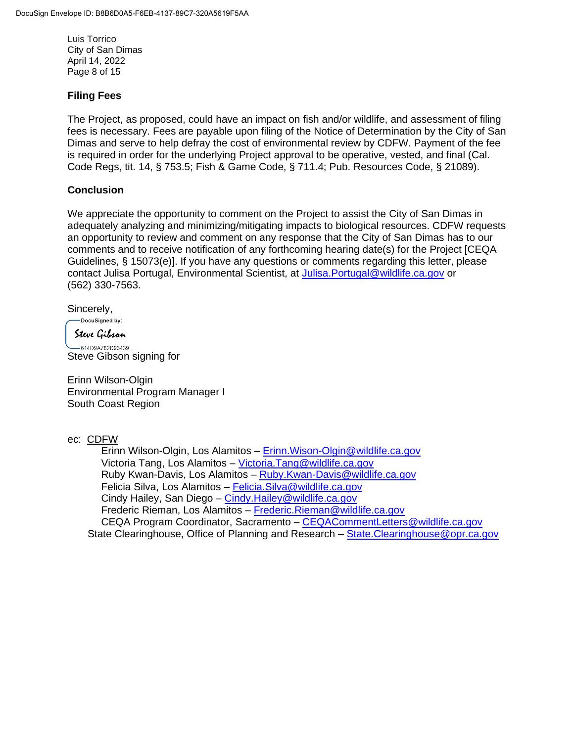Luis Torrico
City of San Dimas
April 14, 2022

## Filing Fees

The Project, as proposed, could have an impact on fish and/or wildlife, and assessment of filing fees is necessary. Fees are payable upon filing of the Notice of Determination by the City of San Dimas and serve to help defray the cost of environmental review by CDFW. Payment of the fee is required in order for the underlying Project approval to be operative, vested, and final (Cal. Code Regs, tit. 14, § 753.5; Fish & Game Code, § 711.4; Pub. Resources Code, § 21089).

## Conclusion

We appreciate the opportunity to comment on the Project to assist the City of San Dimas in adequately analyzing and minimizing/mitigating impacts to biological resources. CDFW requests an opportunity to review and comment on any response that the City of San Dimas has to our comments and to receive notification of any forthcoming hearing date(s) for the Project [CEQA Guidelines, § 15073(e)]. If you have any questions or comments regarding this letter, please contact Julisa Portugal, Environmental Scientist, at Julisa.Portugal@wildlife.ca.gov or (562) 330-7563.

Sincerely,

DocuSigned by:
Steve Gibson
614D9A782D93439...

Steve Gibson signing for

Erinn Wilson-Olgin
Environmental Program Manager I
South Coast Region

ec: CDFW
  Erinn Wilson-Olgin, Los Alamitos – Erinn.Wison-Olgin@wildlife.ca.gov
  Victoria Tang, Los Alamitos – Victoria.Tang@wildlife.ca.gov
  Ruby Kwan-Davis, Los Alamitos – Ruby.Kwan-Davis@wildlife.ca.gov
  Felicia Silva, Los Alamitos – Felicia.Silva@wildlife.ca.gov
  Cindy Hailey, San Diego – Cindy.Hailey@wildlife.ca.gov
  Frederic Rieman, Los Alamitos – Frederic.Rieman@wildlife.ca.gov
  CEQA Program Coordinator, Sacramento – CEQACommentLetters@wildlife.ca.gov
State Clearinghouse, Office of Planning and Research – State.Clearinghouse@opr.ca.gov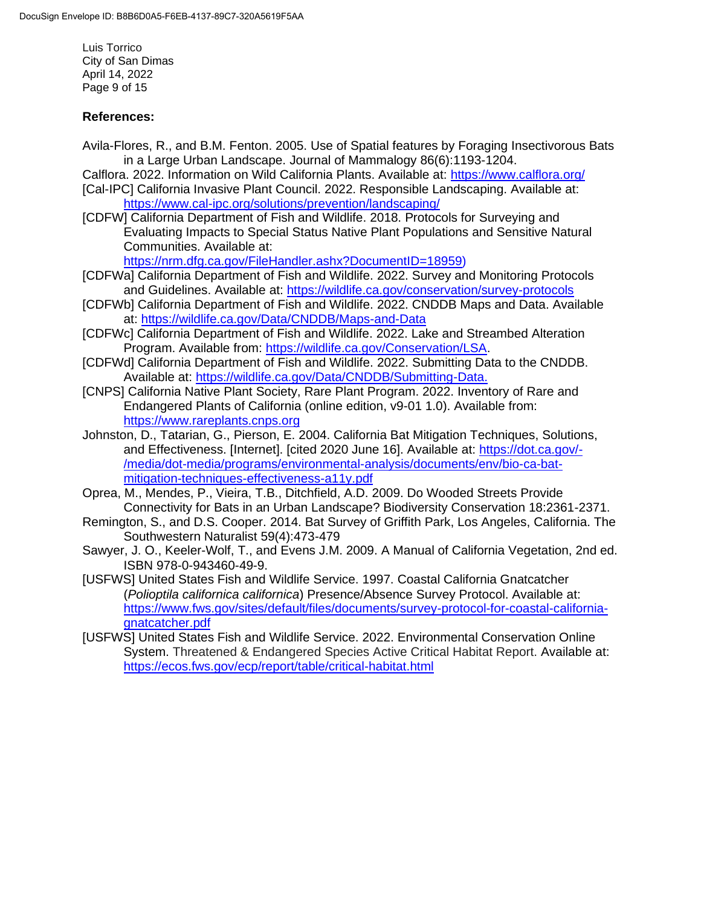**References:**

Avila-Flores, R., and B.M. Fenton. 2005. Use of Spatial features by Foraging Insectivorous Bats in a Large Urban Landscape. Journal of Mammalogy 86(6):1193-1204.

Calflora. 2022. Information on Wild California Plants. Available at: https://www.calflora.org/

[Cal-IPC] California Invasive Plant Council. 2022. Responsible Landscaping. Available at: https://www.cal-ipc.org/solutions/prevention/landscaping/

[CDFW] California Department of Fish and Wildlife. 2018. Protocols for Surveying and Evaluating Impacts to Special Status Native Plant Populations and Sensitive Natural Communities. Available at: https://nrm.dfg.ca.gov/FileHandler.ashx?DocumentID=18959)

[CDFWa] California Department of Fish and Wildlife. 2022. Survey and Monitoring Protocols and Guidelines. Available at: https://wildlife.ca.gov/conservation/survey-protocols

[CDFWb] California Department of Fish and Wildlife. 2022. CNDDB Maps and Data. Available at: https://wildlife.ca.gov/Data/CNDDB/Maps-and-Data

[CDFWc] California Department of Fish and Wildlife. 2022. Lake and Streambed Alteration Program. Available from: https://wildlife.ca.gov/Conservation/LSA.

[CDFWd] California Department of Fish and Wildlife. 2022. Submitting Data to the CNDDB. Available at: https://wildlife.ca.gov/Data/CNDDB/Submitting-Data.

[CNPS] California Native Plant Society, Rare Plant Program. 2022. Inventory of Rare and Endangered Plants of California (online edition, v9-01 1.0). Available from: https://www.rareplants.cnps.org

Johnston, D., Tatarian, G., Pierson, E. 2004. California Bat Mitigation Techniques, Solutions, and Effectiveness. [Internet]. [cited 2020 June 16]. Available at: https://dot.ca.gov/-/media/dot-media/programs/environmental-analysis/documents/env/bio-ca-bat-mitigation-techniques-effectiveness-a11y.pdf

Oprea, M., Mendes, P., Vieira, T.B., Ditchfield, A.D. 2009. Do Wooded Streets Provide Connectivity for Bats in an Urban Landscape? Biodiversity Conservation 18:2361-2371.

Remington, S., and D.S. Cooper. 2014. Bat Survey of Griffith Park, Los Angeles, California. The Southwestern Naturalist 59(4):473-479

Sawyer, J. O., Keeler-Wolf, T., and Evens J.M. 2009. A Manual of California Vegetation, 2nd ed. ISBN 978-0-943460-49-9.

[USFWS] United States Fish and Wildlife Service. 1997. Coastal California Gnatcatcher (*Polioptila californica californica*) Presence/Absence Survey Protocol. Available at: https://www.fws.gov/sites/default/files/documents/survey-protocol-for-coastal-california-gnatcatcher.pdf

[USFWS] United States Fish and Wildlife Service. 2022. Environmental Conservation Online System. Threatened & Endangered Species Active Critical Habitat Report. Available at: https://ecos.fws.gov/ecp/report/table/critical-habitat.html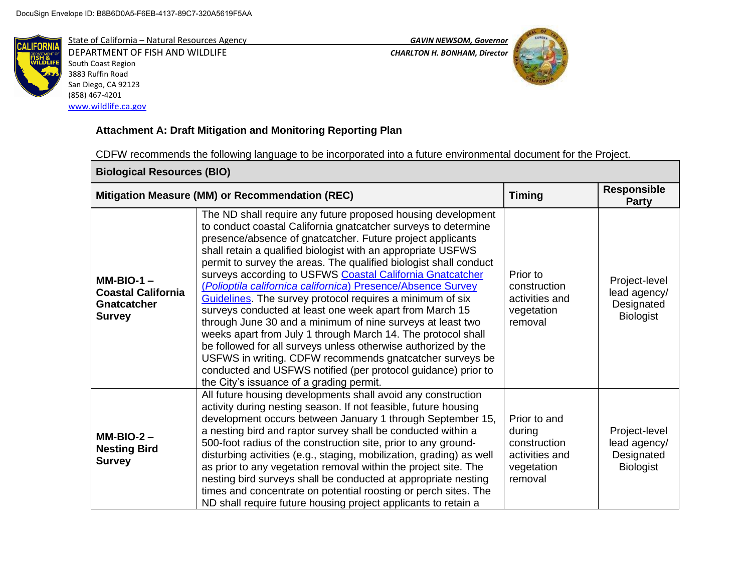DocuSign Envelope ID: B8B6D0A5-F6EB-4137-89C7-320A5619F5AA

State of California – Natural Resources Agency
DEPARTMENT OF FISH AND WILDLIFE
South Coast Region
3883 Ruffin Road
San Diego, CA 92123
(858) 467-4201
www.wildlife.ca.gov

*GAVIN NEWSOM, Governor*
*CHARLTON H. BONHAM, Director*

**Attachment A: Draft Mitigation and Monitoring Reporting Plan**

CDFW recommends the following language to be incorporated into a future environmental document for the Project.

| **Biological Resources (BIO)** | | | |
|---|---|---|---|
| **Mitigation Measure (MM) or Recommendation (REC)** | | **Timing** | **Responsible Party** |
| **MM-BIO-1 – Coastal California Gnatcatcher Survey** | The ND shall require any future proposed housing development to conduct coastal California gnatcatcher surveys to determine presence/absence of gnatcatcher. Future project applicants shall retain a qualified biologist with an appropriate USFWS permit to survey the areas. The qualified biologist shall conduct surveys according to USFWS [Coastal California Gnatcatcher (*Polioptila californica californica*) Presence/Absence Survey Guidelines]. The survey protocol requires a minimum of six surveys conducted at least one week apart from March 15 through June 30 and a minimum of nine surveys at least two weeks apart from July 1 through March 14. The protocol shall be followed for all surveys unless otherwise authorized by the USFWS in writing. CDFW recommends gnatcatcher surveys be conducted and USFWS notified (per protocol guidance) prior to the City's issuance of a grading permit. | Prior to construction activities and vegetation removal | Project-level lead agency/ Designated Biologist |
| **MM-BIO-2 – Nesting Bird Survey** | All future housing developments shall avoid any construction activity during nesting season. If not feasible, future housing development occurs between January 1 through September 15, a nesting bird and raptor survey shall be conducted within a 500-foot radius of the construction site, prior to any ground-disturbing activities (e.g., staging, mobilization, grading) as well as prior to any vegetation removal within the project site. The nesting bird surveys shall be conducted at appropriate nesting times and concentrate on potential roosting or perch sites. The ND shall require future housing project applicants to retain a | Prior to and during construction activities and vegetation removal | Project-level lead agency/ Designated Biologist |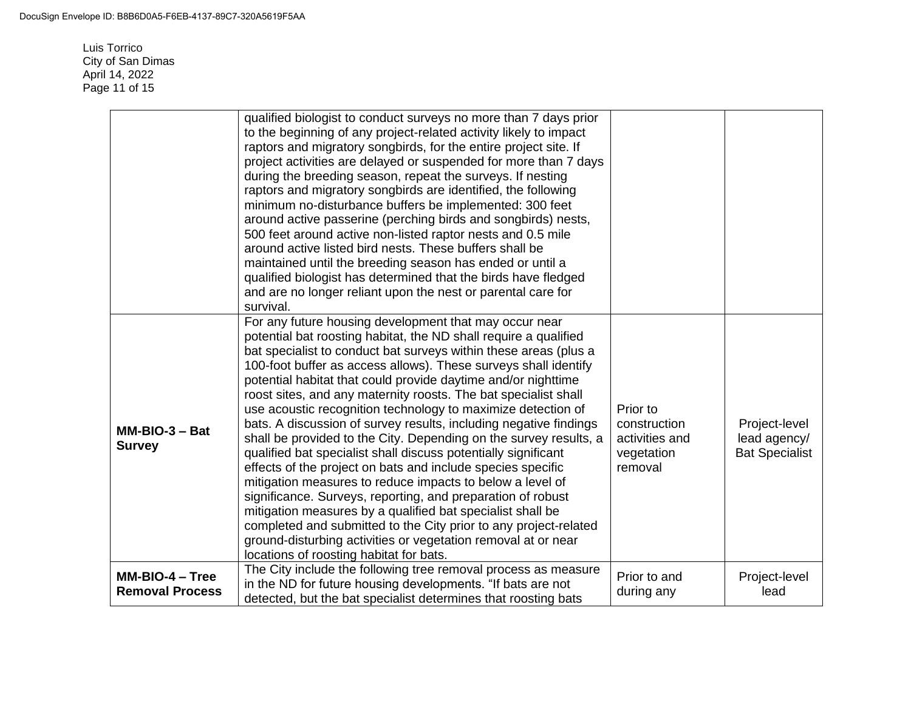| | | | |
|---|---|---|---|
| | qualified biologist to conduct surveys no more than 7 days prior to the beginning of any project-related activity likely to impact raptors and migratory songbirds, for the entire project site. If project activities are delayed or suspended for more than 7 days during the breeding season, repeat the surveys. If nesting raptors and migratory songbirds are identified, the following minimum no-disturbance buffers be implemented: 300 feet around active passerine (perching birds and songbirds) nests, 500 feet around active non-listed raptor nests and 0.5 mile around active listed bird nests. These buffers shall be maintained until the breeding season has ended or until a qualified biologist has determined that the birds have fledged and are no longer reliant upon the nest or parental care for survival. | | |
| **MM-BIO-3 – Bat Survey** | For any future housing development that may occur near potential bat roosting habitat, the ND shall require a qualified bat specialist to conduct bat surveys within these areas (plus a 100-foot buffer as access allows). These surveys shall identify potential habitat that could provide daytime and/or nighttime roost sites, and any maternity roosts. The bat specialist shall use acoustic recognition technology to maximize detection of bats. A discussion of survey results, including negative findings shall be provided to the City. Depending on the survey results, a qualified bat specialist shall discuss potentially significant effects of the project on bats and include species specific mitigation measures to reduce impacts to below a level of significance. Surveys, reporting, and preparation of robust mitigation measures by a qualified bat specialist shall be completed and submitted to the City prior to any project-related ground-disturbing activities or vegetation removal at or near locations of roosting habitat for bats. | Prior to construction activities and vegetation removal | Project-level lead agency/ Bat Specialist |
| **MM-BIO-4 – Tree Removal Process** | The City include the following tree removal process as measure in the ND for future housing developments. "If bats are not detected, but the bat specialist determines that roosting bats | Prior to and during any | Project-level lead |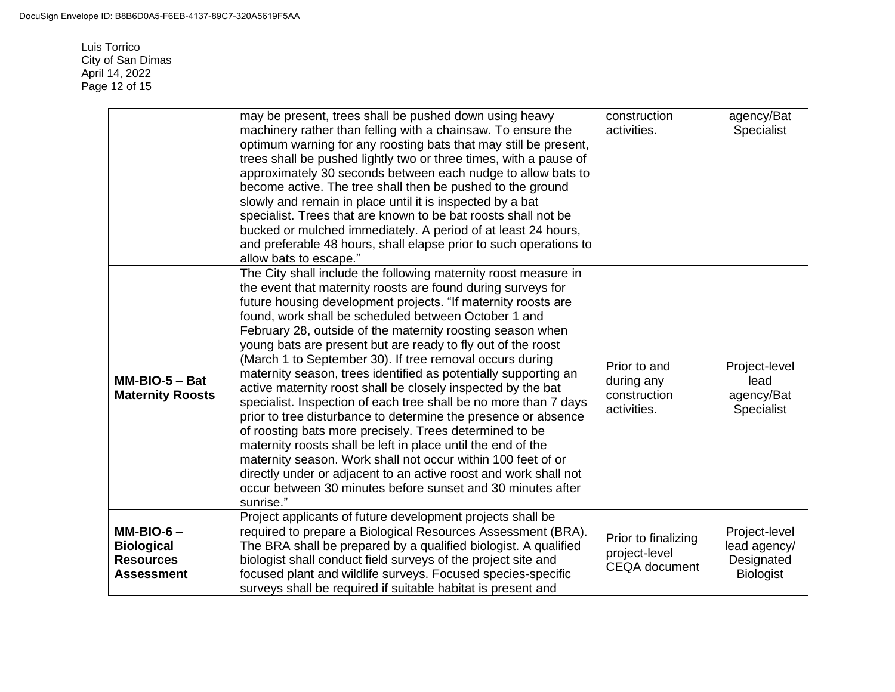| | | | |
|---|---|---|---|
| | may be present, trees shall be pushed down using heavy machinery rather than felling with a chainsaw. To ensure the optimum warning for any roosting bats that may still be present, trees shall be pushed lightly two or three times, with a pause of approximately 30 seconds between each nudge to allow bats to become active. The tree shall then be pushed to the ground slowly and remain in place until it is inspected by a bat specialist. Trees that are known to be bat roosts shall not be bucked or mulched immediately. A period of at least 24 hours, and preferable 48 hours, shall elapse prior to such operations to allow bats to escape." | construction activities. | agency/Bat Specialist |
| **MM-BIO-5 – Bat Maternity Roosts** | The City shall include the following maternity roost measure in the event that maternity roosts are found during surveys for future housing development projects. "If maternity roosts are found, work shall be scheduled between October 1 and February 28, outside of the maternity roosting season when young bats are present but are ready to fly out of the roost (March 1 to September 30). If tree removal occurs during maternity season, trees identified as potentially supporting an active maternity roost shall be closely inspected by the bat specialist. Inspection of each tree shall be no more than 7 days prior to tree disturbance to determine the presence or absence of roosting bats more precisely. Trees determined to be maternity roosts shall be left in place until the end of the maternity season. Work shall not occur within 100 feet of or directly under or adjacent to an active roost and work shall not occur between 30 minutes before sunset and 30 minutes after sunrise." | Prior to and during any construction activities. | Project-level lead agency/Bat Specialist |
| **MM-BIO-6 – Biological Resources Assessment** | Project applicants of future development projects shall be required to prepare a Biological Resources Assessment (BRA). The BRA shall be prepared by a qualified biologist. A qualified biologist shall conduct field surveys of the project site and focused plant and wildlife surveys. Focused species-specific surveys shall be required if suitable habitat is present and | Prior to finalizing project-level CEQA document | Project-level lead agency/ Designated Biologist |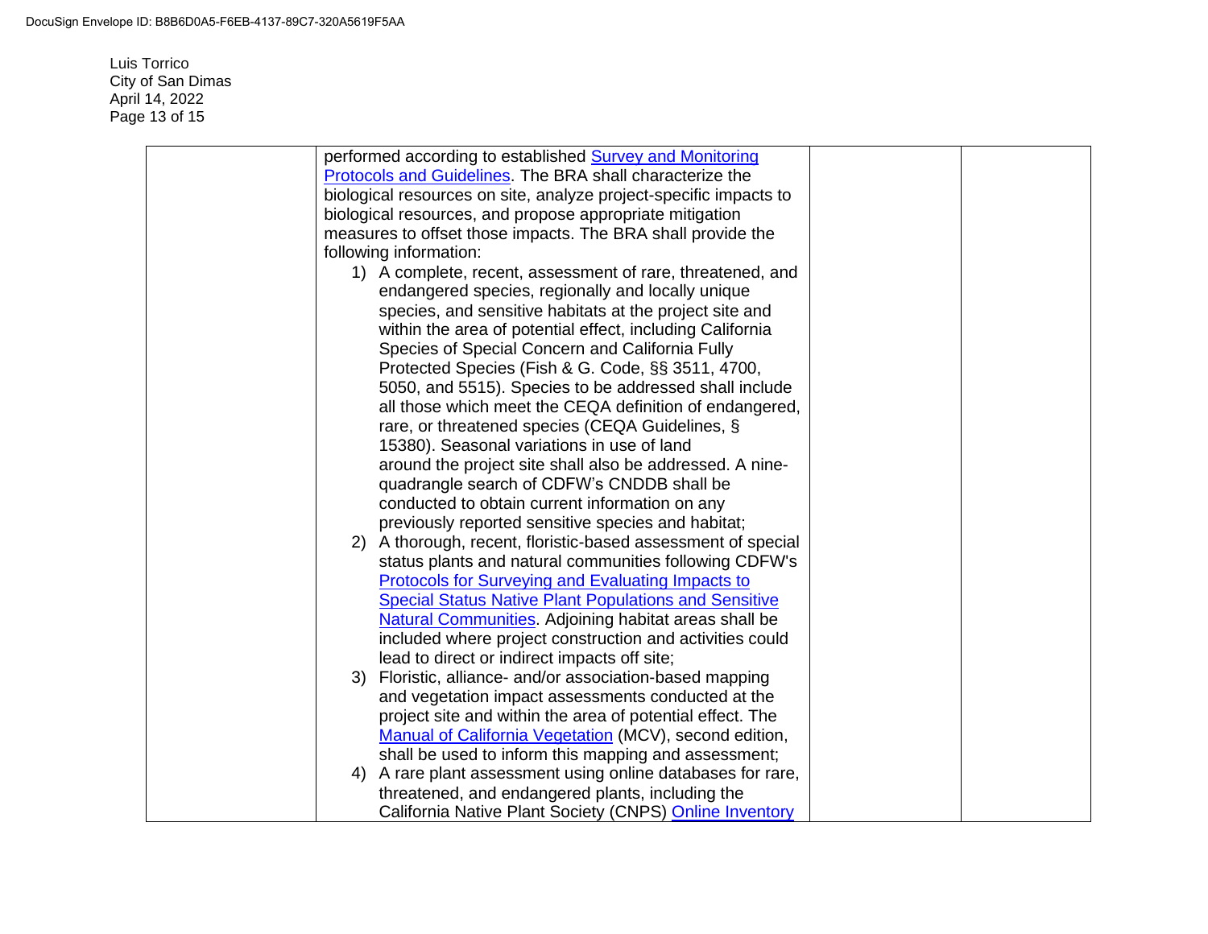| | | | |
|---|---|---|---|
| | performed according to established Survey and Monitoring Protocols and Guidelines. The BRA shall characterize the biological resources on site, analyze project-specific impacts to biological resources, and propose appropriate mitigation measures to offset those impacts. The BRA shall provide the following information:<br>1) A complete, recent, assessment of rare, threatened, and endangered species, regionally and locally unique species, and sensitive habitats at the project site and within the area of potential effect, including California Species of Special Concern and California Fully Protected Species (Fish & G. Code, §§ 3511, 4700, 5050, and 5515). Species to be addressed shall include all those which meet the CEQA definition of endangered, rare, or threatened species (CEQA Guidelines, § 15380). Seasonal variations in use of land around the project site shall also be addressed. A nine-quadrangle search of CDFW's CNDDB shall be conducted to obtain current information on any previously reported sensitive species and habitat;<br>2) A thorough, recent, floristic-based assessment of special status plants and natural communities following CDFW's Protocols for Surveying and Evaluating Impacts to Special Status Native Plant Populations and Sensitive Natural Communities. Adjoining habitat areas shall be included where project construction and activities could lead to direct or indirect impacts off site;<br>3) Floristic, alliance- and/or association-based mapping and vegetation impact assessments conducted at the project site and within the area of potential effect. The Manual of California Vegetation (MCV), second edition, shall be used to inform this mapping and assessment;<br>4) A rare plant assessment using online databases for rare, threatened, and endangered plants, including the California Native Plant Society (CNPS) Online Inventory | | |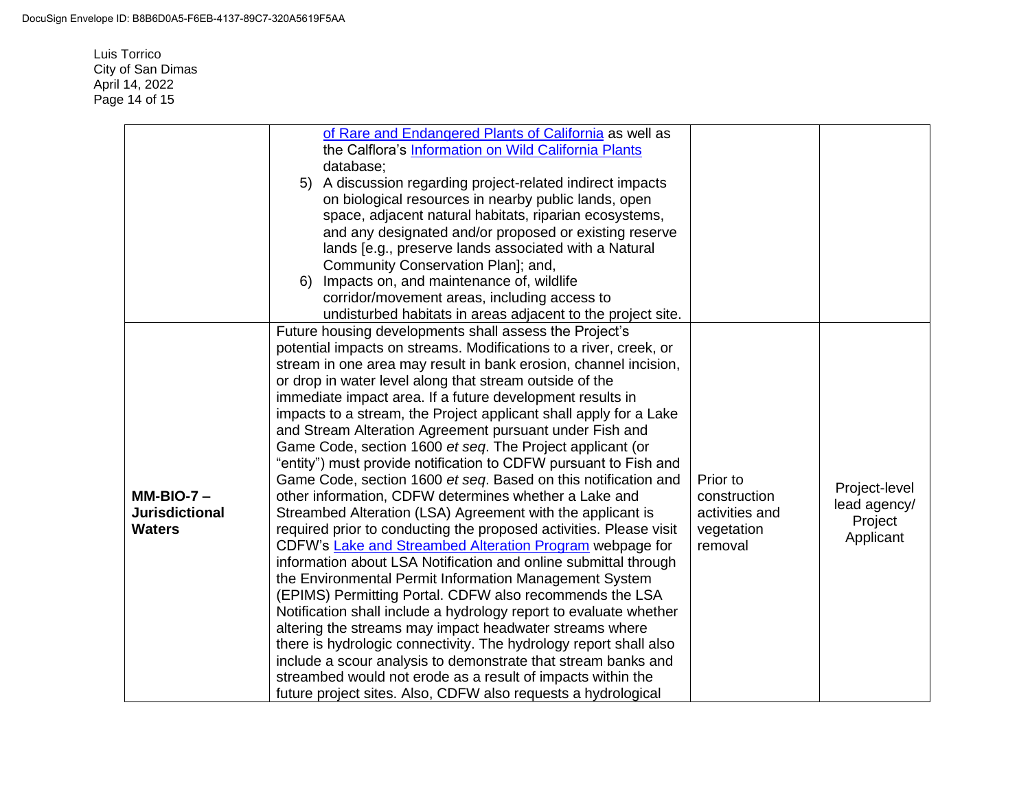| | | | |
|---|---|---|---|
| | of Rare and Endangered Plants of California as well as the Calflora's Information on Wild California Plants database;<br>5) A discussion regarding project-related indirect impacts on biological resources in nearby public lands, open space, adjacent natural habitats, riparian ecosystems, and any designated and/or proposed or existing reserve lands [e.g., preserve lands associated with a Natural Community Conservation Plan]; and,<br>6) Impacts on, and maintenance of, wildlife corridor/movement areas, including access to undisturbed habitats in areas adjacent to the project site. | | |
| **MM-BIO-7 – Jurisdictional Waters** | Future housing developments shall assess the Project's potential impacts on streams. Modifications to a river, creek, or stream in one area may result in bank erosion, channel incision, or drop in water level along that stream outside of the immediate impact area. If a future development results in impacts to a stream, the Project applicant shall apply for a Lake and Stream Alteration Agreement pursuant under Fish and Game Code, section 1600 *et seq*. The Project applicant (or "entity") must provide notification to CDFW pursuant to Fish and Game Code, section 1600 *et seq*. Based on this notification and other information, CDFW determines whether a Lake and Streambed Alteration (LSA) Agreement with the applicant is required prior to conducting the proposed activities. Please visit CDFW's Lake and Streambed Alteration Program webpage for information about LSA Notification and online submittal through the Environmental Permit Information Management System (EPIMS) Permitting Portal. CDFW also recommends the LSA Notification shall include a hydrology report to evaluate whether altering the streams may impact headwater streams where there is hydrologic connectivity. The hydrology report shall also include a scour analysis to demonstrate that stream banks and streambed would not erode as a result of impacts within the future project sites. Also, CDFW also requests a hydrological | Prior to construction activities and vegetation removal | Project-level lead agency/ Project Applicant |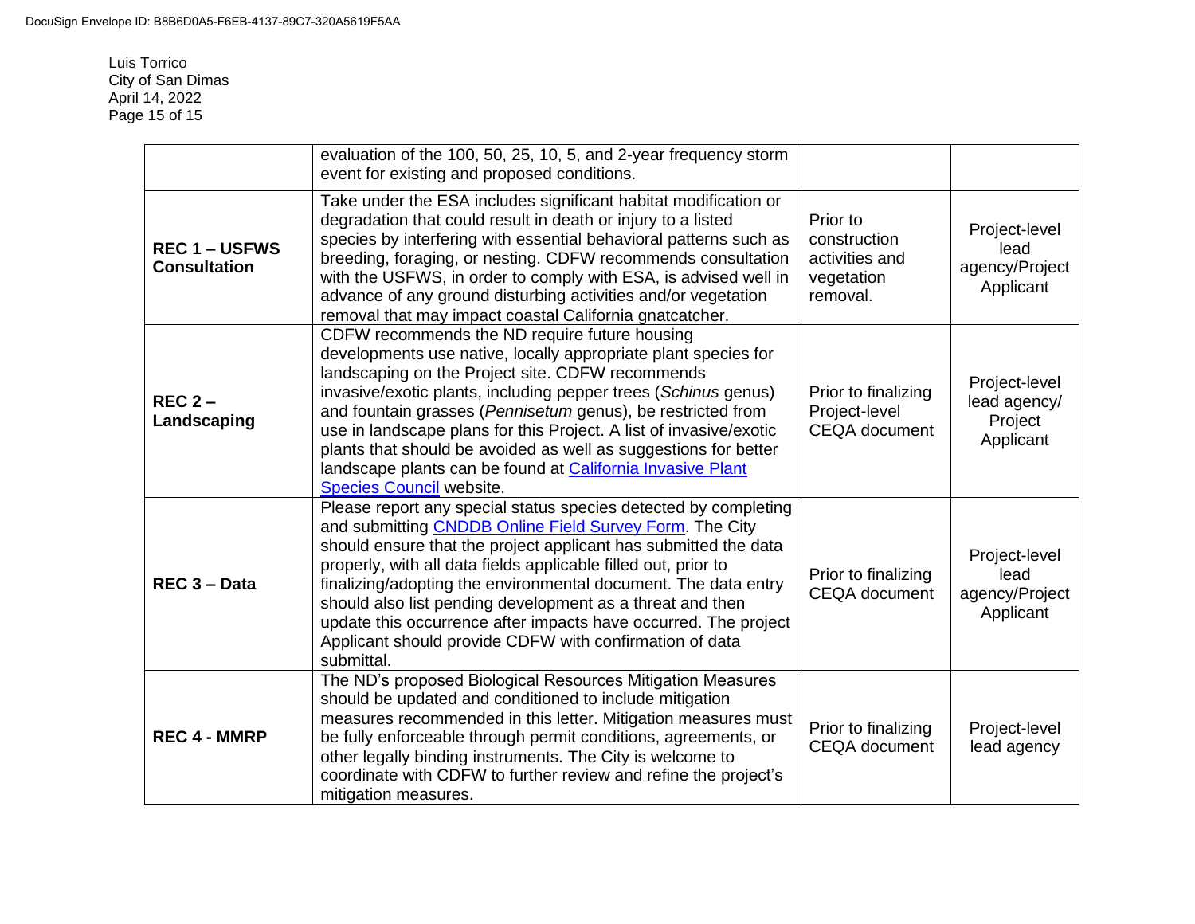| | | | |
|---|---|---|---|
| | evaluation of the 100, 50, 25, 10, 5, and 2-year frequency storm event for existing and proposed conditions. | | |
| **REC 1 – USFWS Consultation** | Take under the ESA includes significant habitat modification or degradation that could result in death or injury to a listed species by interfering with essential behavioral patterns such as breeding, foraging, or nesting. CDFW recommends consultation with the USFWS, in order to comply with ESA, is advised well in advance of any ground disturbing activities and/or vegetation removal that may impact coastal California gnatcatcher. | Prior to construction activities and vegetation removal. | Project-level lead agency/Project Applicant |
| **REC 2 – Landscaping** | CDFW recommends the ND require future housing developments use native, locally appropriate plant species for landscaping on the Project site. CDFW recommends invasive/exotic plants, including pepper trees (*Schinus* genus) and fountain grasses (*Pennisetum* genus), be restricted from use in landscape plans for this Project. A list of invasive/exotic plants that should be avoided as well as suggestions for better landscape plants can be found at California Invasive Plant Species Council website. | Prior to finalizing Project-level CEQA document | Project-level lead agency/ Project Applicant |
| **REC 3 – Data** | Please report any special status species detected by completing and submitting CNDDB Online Field Survey Form. The City should ensure that the project applicant has submitted the data properly, with all data fields applicable filled out, prior to finalizing/adopting the environmental document. The data entry should also list pending development as a threat and then update this occurrence after impacts have occurred. The project Applicant should provide CDFW with confirmation of data submittal. | Prior to finalizing CEQA document | Project-level lead agency/Project Applicant |
| **REC 4 - MMRP** | The ND's proposed Biological Resources Mitigation Measures should be updated and conditioned to include mitigation measures recommended in this letter. Mitigation measures must be fully enforceable through permit conditions, agreements, or other legally binding instruments. The City is welcome to coordinate with CDFW to further review and refine the project's mitigation measures. | Prior to finalizing CEQA document | Project-level lead agency |